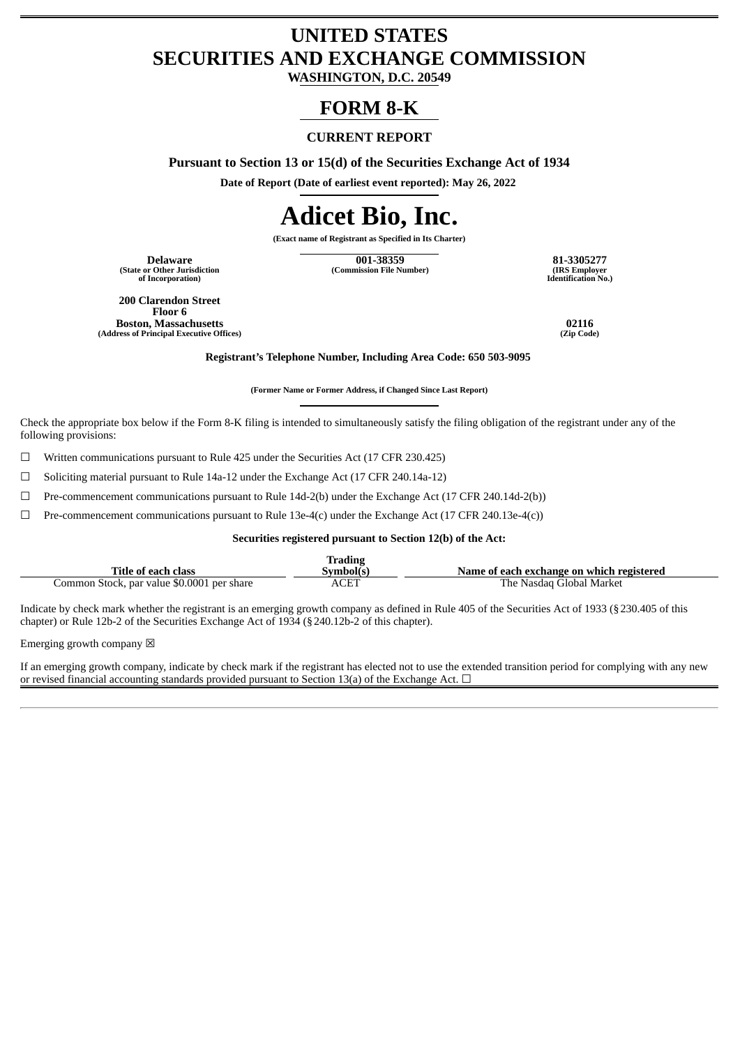# UNITED STATES
# SECURITIES AND EXCHANGE COMMISSION
**WASHINGTON, D.C. 20549**

# FORM 8-K

### CURRENT REPORT

**Pursuant to Section 13 or 15(d) of the Securities Exchange Act of 1934**

**Date of Report (Date of earliest event reported): May 26, 2022**

# Adicet Bio, Inc.

**(Exact name of Registrant as Specified in Its Charter)**

| **Delaware** | **001-38359** | **81-3305277** |
|---|---|---|
| **(State or Other Jurisdiction of Incorporation)** | **(Commission File Number)** | **(IRS Employer Identification No.)** |

| **200 Clarendon Street Floor 6 Boston, Massachusetts** | **02116** |
|---|---|
| **(Address of Principal Executive Offices)** | **(Zip Code)** |

**Registrant's Telephone Number, Including Area Code: 650 503-9095**

**(Former Name or Former Address, if Changed Since Last Report)**

Check the appropriate box below if the Form 8-K filing is intended to simultaneously satisfy the filing obligation of the registrant under any of the following provisions:

☐ Written communications pursuant to Rule 425 under the Securities Act (17 CFR 230.425)

☐ Soliciting material pursuant to Rule 14a-12 under the Exchange Act (17 CFR 240.14a-12)

☐ Pre-commencement communications pursuant to Rule 14d-2(b) under the Exchange Act (17 CFR 240.14d-2(b))

☐ Pre-commencement communications pursuant to Rule 13e-4(c) under the Exchange Act (17 CFR 240.13e-4(c))

**Securities registered pursuant to Section 12(b) of the Act:**

| Title of each class | Trading Symbol(s) | Name of each exchange on which registered |
|---|---|---|
| Common Stock, par value $0.0001 per share | ACET | The Nasdaq Global Market |

Indicate by check mark whether the registrant is an emerging growth company as defined in Rule 405 of the Securities Act of 1933 (§230.405 of this chapter) or Rule 12b-2 of the Securities Exchange Act of 1934 (§240.12b-2 of this chapter).

Emerging growth company ☒

If an emerging growth company, indicate by check mark if the registrant has elected not to use the extended transition period for complying with any new or revised financial accounting standards provided pursuant to Section 13(a) of the Exchange Act. ☐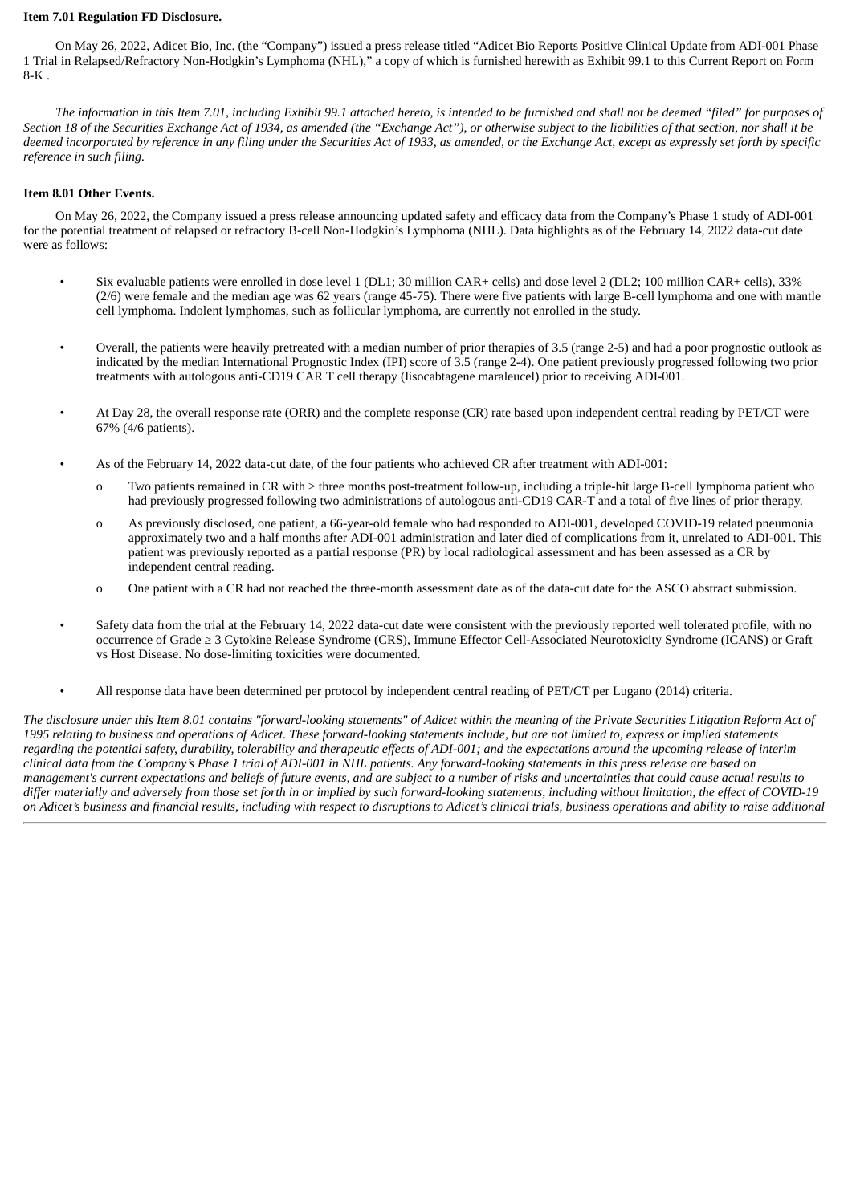**Item 7.01 Regulation FD Disclosure.**

On May 26, 2022, Adicet Bio, Inc. (the "Company") issued a press release titled "Adicet Bio Reports Positive Clinical Update from ADI-001 Phase 1 Trial in Relapsed/Refractory Non-Hodgkin's Lymphoma (NHL)," a copy of which is furnished herewith as Exhibit 99.1 to this Current Report on Form 8-K .

*The information in this Item 7.01, including Exhibit 99.1 attached hereto, is intended to be furnished and shall not be deemed "filed" for purposes of Section 18 of the Securities Exchange Act of 1934, as amended (the "Exchange Act"), or otherwise subject to the liabilities of that section, nor shall it be deemed incorporated by reference in any filing under the Securities Act of 1933, as amended, or the Exchange Act, except as expressly set forth by specific reference in such filing.*

**Item 8.01 Other Events.**

On May 26, 2022, the Company issued a press release announcing updated safety and efficacy data from the Company's Phase 1 study of ADI-001 for the potential treatment of relapsed or refractory B-cell Non-Hodgkin's Lymphoma (NHL). Data highlights as of the February 14, 2022 data-cut date were as follows:

- Six evaluable patients were enrolled in dose level 1 (DL1; 30 million CAR+ cells) and dose level 2 (DL2; 100 million CAR+ cells), 33% (2/6) were female and the median age was 62 years (range 45-75). There were five patients with large B-cell lymphoma and one with mantle cell lymphoma. Indolent lymphomas, such as follicular lymphoma, are currently not enrolled in the study.
- Overall, the patients were heavily pretreated with a median number of prior therapies of 3.5 (range 2-5) and had a poor prognostic outlook as indicated by the median International Prognostic Index (IPI) score of 3.5 (range 2-4). One patient previously progressed following two prior treatments with autologous anti-CD19 CAR T cell therapy (lisocabtagene maraleucel) prior to receiving ADI-001.
- At Day 28, the overall response rate (ORR) and the complete response (CR) rate based upon independent central reading by PET/CT were 67% (4/6 patients).
- As of the February 14, 2022 data-cut date, of the four patients who achieved CR after treatment with ADI-001:
  - Two patients remained in CR with ≥ three months post-treatment follow-up, including a triple-hit large B-cell lymphoma patient who had previously progressed following two administrations of autologous anti-CD19 CAR-T and a total of five lines of prior therapy.
  - As previously disclosed, one patient, a 66-year-old female who had responded to ADI-001, developed COVID-19 related pneumonia approximately two and a half months after ADI-001 administration and later died of complications from it, unrelated to ADI-001. This patient was previously reported as a partial response (PR) by local radiological assessment and has been assessed as a CR by independent central reading.
  - One patient with a CR had not reached the three-month assessment date as of the data-cut date for the ASCO abstract submission.
- Safety data from the trial at the February 14, 2022 data-cut date were consistent with the previously reported well tolerated profile, with no occurrence of Grade ≥ 3 Cytokine Release Syndrome (CRS), Immune Effector Cell-Associated Neurotoxicity Syndrome (ICANS) or Graft vs Host Disease. No dose-limiting toxicities were documented.
- All response data have been determined per protocol by independent central reading of PET/CT per Lugano (2014) criteria.

*The disclosure under this Item 8.01 contains "forward-looking statements" of Adicet within the meaning of the Private Securities Litigation Reform Act of 1995 relating to business and operations of Adicet. These forward-looking statements include, but are not limited to, express or implied statements regarding the potential safety, durability, tolerability and therapeutic effects of ADI-001; and the expectations around the upcoming release of interim clinical data from the Company's Phase 1 trial of ADI-001 in NHL patients. Any forward-looking statements in this press release are based on management's current expectations and beliefs of future events, and are subject to a number of risks and uncertainties that could cause actual results to differ materially and adversely from those set forth in or implied by such forward-looking statements, including without limitation, the effect of COVID-19 on Adicet's business and financial results, including with respect to disruptions to Adicet's clinical trials, business operations and ability to raise additional*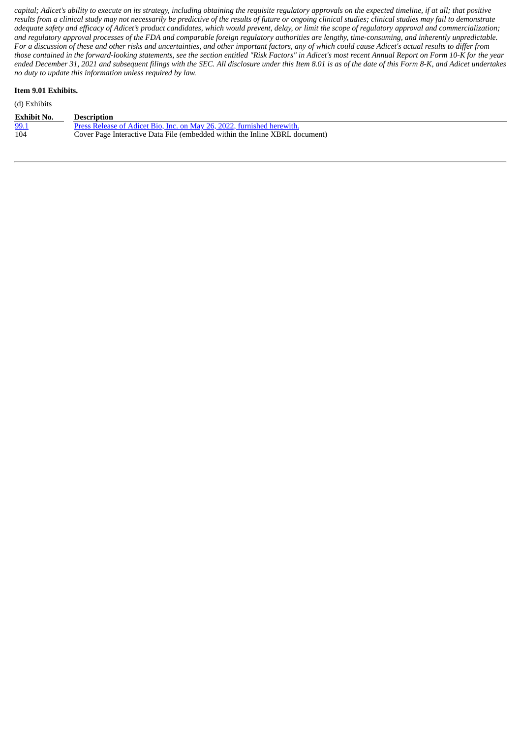*capital; Adicet's ability to execute on its strategy, including obtaining the requisite regulatory approvals on the expected timeline, if at all; that positive results from a clinical study may not necessarily be predictive of the results of future or ongoing clinical studies; clinical studies may fail to demonstrate adequate safety and efficacy of Adicet's product candidates, which would prevent, delay, or limit the scope of regulatory approval and commercialization; and regulatory approval processes of the FDA and comparable foreign regulatory authorities are lengthy, time-consuming, and inherently unpredictable. For a discussion of these and other risks and uncertainties, and other important factors, any of which could cause Adicet's actual results to differ from those contained in the forward-looking statements, see the section entitled "Risk Factors" in Adicet's most recent Annual Report on Form 10-K for the year ended December 31, 2021 and subsequent filings with the SEC. All disclosure under this Item 8.01 is as of the date of this Form 8-K, and Adicet undertakes no duty to update this information unless required by law.*

**Item 9.01 Exhibits.**

(d) Exhibits

| Exhibit No. | Description |
|---|---|
| 99.1 | Press Release of Adicet Bio, Inc. on May 26, 2022, furnished herewith. |
| 104 | Cover Page Interactive Data File (embedded within the Inline XBRL document) |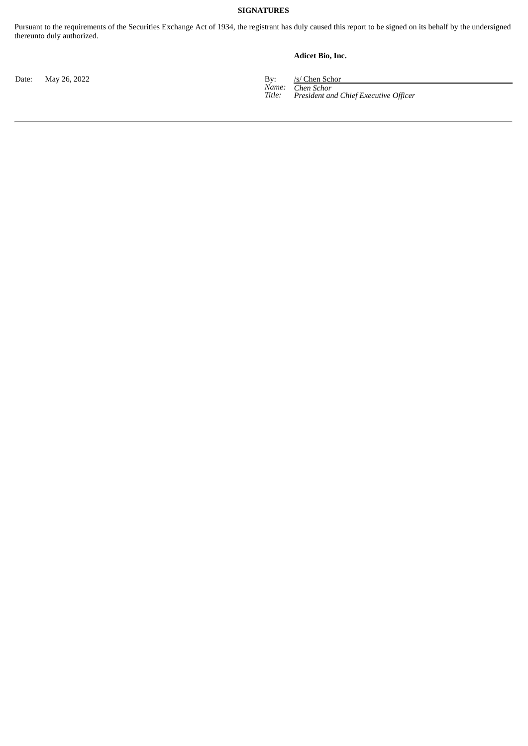**SIGNATURES**

Pursuant to the requirements of the Securities Exchange Act of 1934, the registrant has duly caused this report to be signed on its behalf by the undersigned thereunto duly authorized.

**Adicet Bio, Inc.**

| | | | |
|---|---|---|---|
| Date: | May 26, 2022 | By: | /s/ Chen Schor |
| | | *Name:* | *Chen Schor* |
| | | *Title:* | *President and Chief Executive Officer* |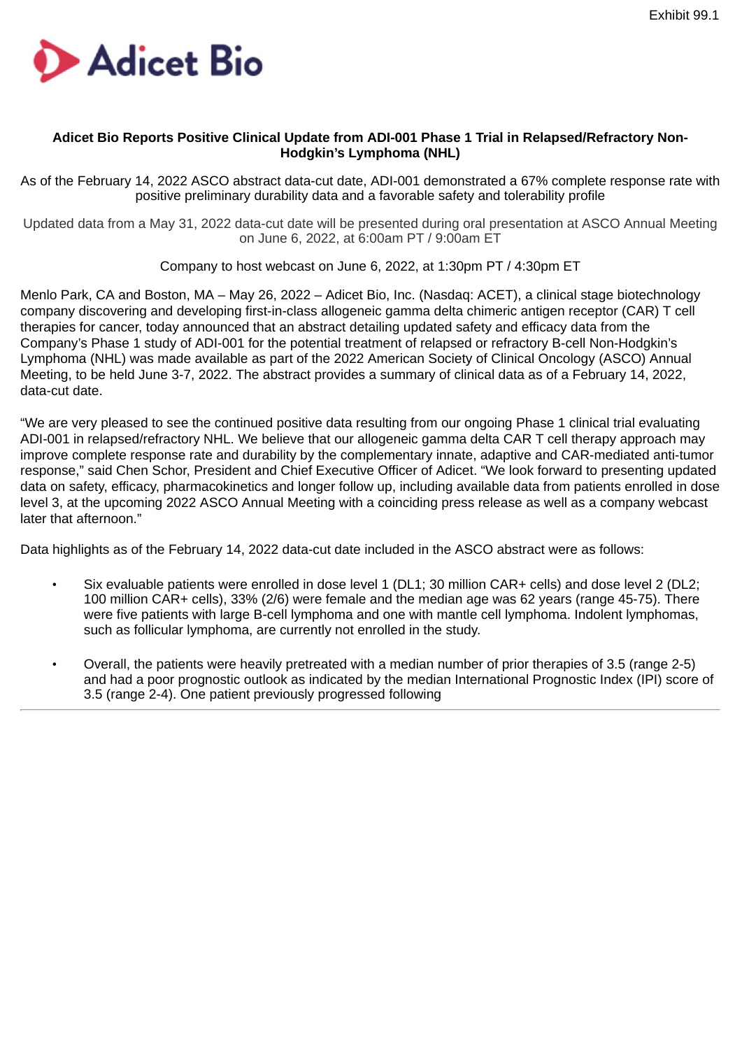Exhibit 99.1

**Adicet Bio**

**Adicet Bio Reports Positive Clinical Update from ADI-001 Phase 1 Trial in Relapsed/Refractory Non-Hodgkin's Lymphoma (NHL)**

As of the February 14, 2022 ASCO abstract data-cut date, ADI-001 demonstrated a 67% complete response rate with positive preliminary durability data and a favorable safety and tolerability profile

Updated data from a May 31, 2022 data-cut date will be presented during oral presentation at ASCO Annual Meeting on June 6, 2022, at 6:00am PT / 9:00am ET

Company to host webcast on June 6, 2022, at 1:30pm PT / 4:30pm ET

Menlo Park, CA and Boston, MA – May 26, 2022 – Adicet Bio, Inc. (Nasdaq: ACET), a clinical stage biotechnology company discovering and developing first-in-class allogeneic gamma delta chimeric antigen receptor (CAR) T cell therapies for cancer, today announced that an abstract detailing updated safety and efficacy data from the Company's Phase 1 study of ADI-001 for the potential treatment of relapsed or refractory B-cell Non-Hodgkin's Lymphoma (NHL) was made available as part of the 2022 American Society of Clinical Oncology (ASCO) Annual Meeting, to be held June 3-7, 2022. The abstract provides a summary of clinical data as of a February 14, 2022, data-cut date.

"We are very pleased to see the continued positive data resulting from our ongoing Phase 1 clinical trial evaluating ADI-001 in relapsed/refractory NHL. We believe that our allogeneic gamma delta CAR T cell therapy approach may improve complete response rate and durability by the complementary innate, adaptive and CAR-mediated anti-tumor response," said Chen Schor, President and Chief Executive Officer of Adicet. "We look forward to presenting updated data on safety, efficacy, pharmacokinetics and longer follow up, including available data from patients enrolled in dose level 3, at the upcoming 2022 ASCO Annual Meeting with a coinciding press release as well as a company webcast later that afternoon."

Data highlights as of the February 14, 2022 data-cut date included in the ASCO abstract were as follows:

- Six evaluable patients were enrolled in dose level 1 (DL1; 30 million CAR+ cells) and dose level 2 (DL2; 100 million CAR+ cells), 33% (2/6) were female and the median age was 62 years (range 45-75). There were five patients with large B-cell lymphoma and one with mantle cell lymphoma. Indolent lymphomas, such as follicular lymphoma, are currently not enrolled in the study.
- Overall, the patients were heavily pretreated with a median number of prior therapies of 3.5 (range 2-5) and had a poor prognostic outlook as indicated by the median International Prognostic Index (IPI) score of 3.5 (range 2-4). One patient previously progressed following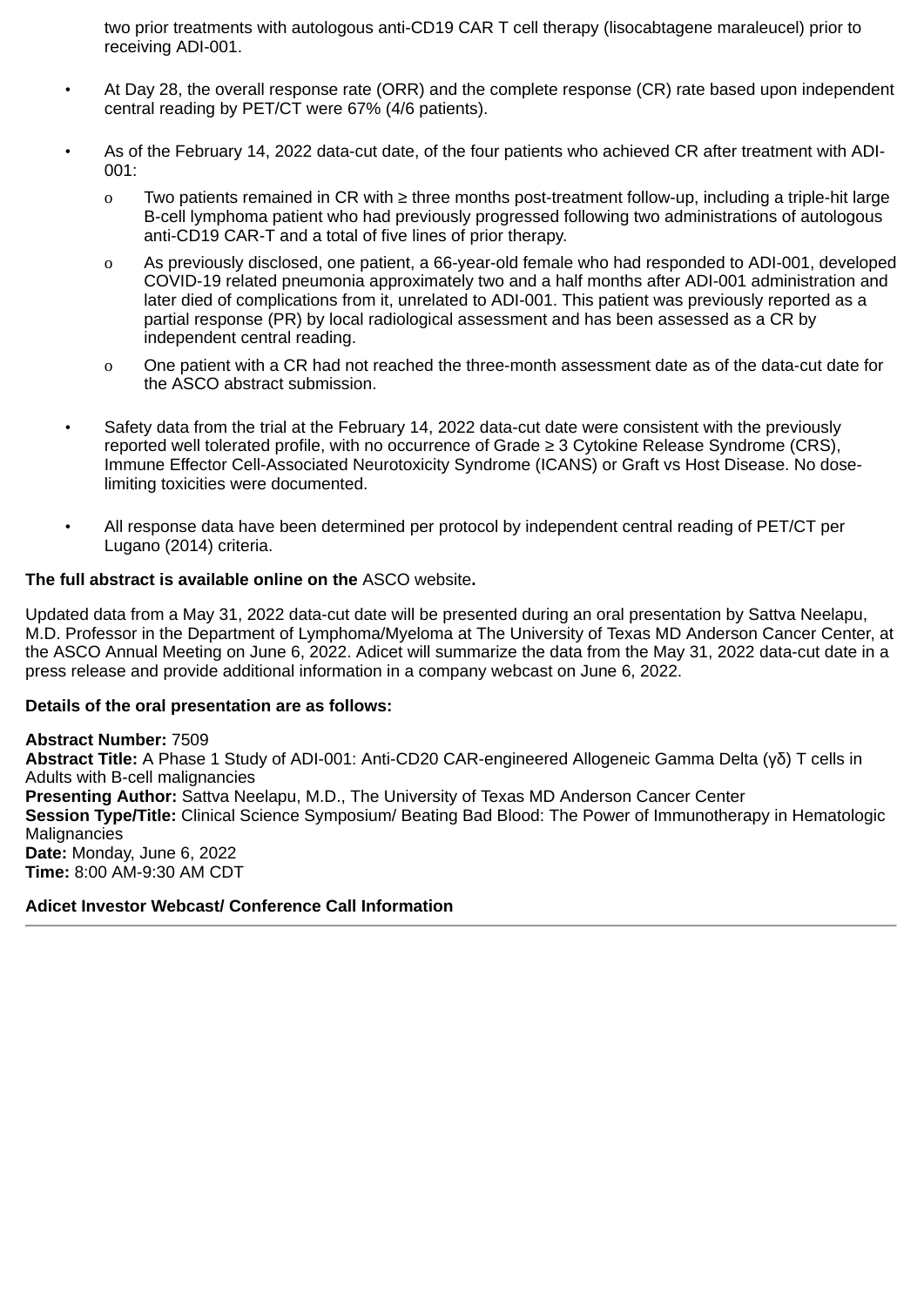two prior treatments with autologous anti-CD19 CAR T cell therapy (lisocabtagene maraleucel) prior to receiving ADI-001.

- At Day 28, the overall response rate (ORR) and the complete response (CR) rate based upon independent central reading by PET/CT were 67% (4/6 patients).
- As of the February 14, 2022 data-cut date, of the four patients who achieved CR after treatment with ADI-001:
  - Two patients remained in CR with ≥ three months post-treatment follow-up, including a triple-hit large B-cell lymphoma patient who had previously progressed following two administrations of autologous anti-CD19 CAR-T and a total of five lines of prior therapy.
  - As previously disclosed, one patient, a 66-year-old female who had responded to ADI-001, developed COVID-19 related pneumonia approximately two and a half months after ADI-001 administration and later died of complications from it, unrelated to ADI-001. This patient was previously reported as a partial response (PR) by local radiological assessment and has been assessed as a CR by independent central reading.
  - One patient with a CR had not reached the three-month assessment date as of the data-cut date for the ASCO abstract submission.
- Safety data from the trial at the February 14, 2022 data-cut date were consistent with the previously reported well tolerated profile, with no occurrence of Grade ≥ 3 Cytokine Release Syndrome (CRS), Immune Effector Cell-Associated Neurotoxicity Syndrome (ICANS) or Graft vs Host Disease. No dose-limiting toxicities were documented.
- All response data have been determined per protocol by independent central reading of PET/CT per Lugano (2014) criteria.

**The full abstract is available online on the** ASCO website**.**

Updated data from a May 31, 2022 data-cut date will be presented during an oral presentation by Sattva Neelapu, M.D. Professor in the Department of Lymphoma/Myeloma at The University of Texas MD Anderson Cancer Center, at the ASCO Annual Meeting on June 6, 2022. Adicet will summarize the data from the May 31, 2022 data-cut date in a press release and provide additional information in a company webcast on June 6, 2022.

**Details of the oral presentation are as follows:**

**Abstract Number:** 7509
**Abstract Title:** A Phase 1 Study of ADI-001: Anti-CD20 CAR-engineered Allogeneic Gamma Delta (γδ) T cells in Adults with B-cell malignancies
**Presenting Author:** Sattva Neelapu, M.D., The University of Texas MD Anderson Cancer Center
**Session Type/Title:** Clinical Science Symposium/ Beating Bad Blood: The Power of Immunotherapy in Hematologic Malignancies
**Date:** Monday, June 6, 2022
**Time:** 8:00 AM-9:30 AM CDT

**Adicet Investor Webcast/ Conference Call Information**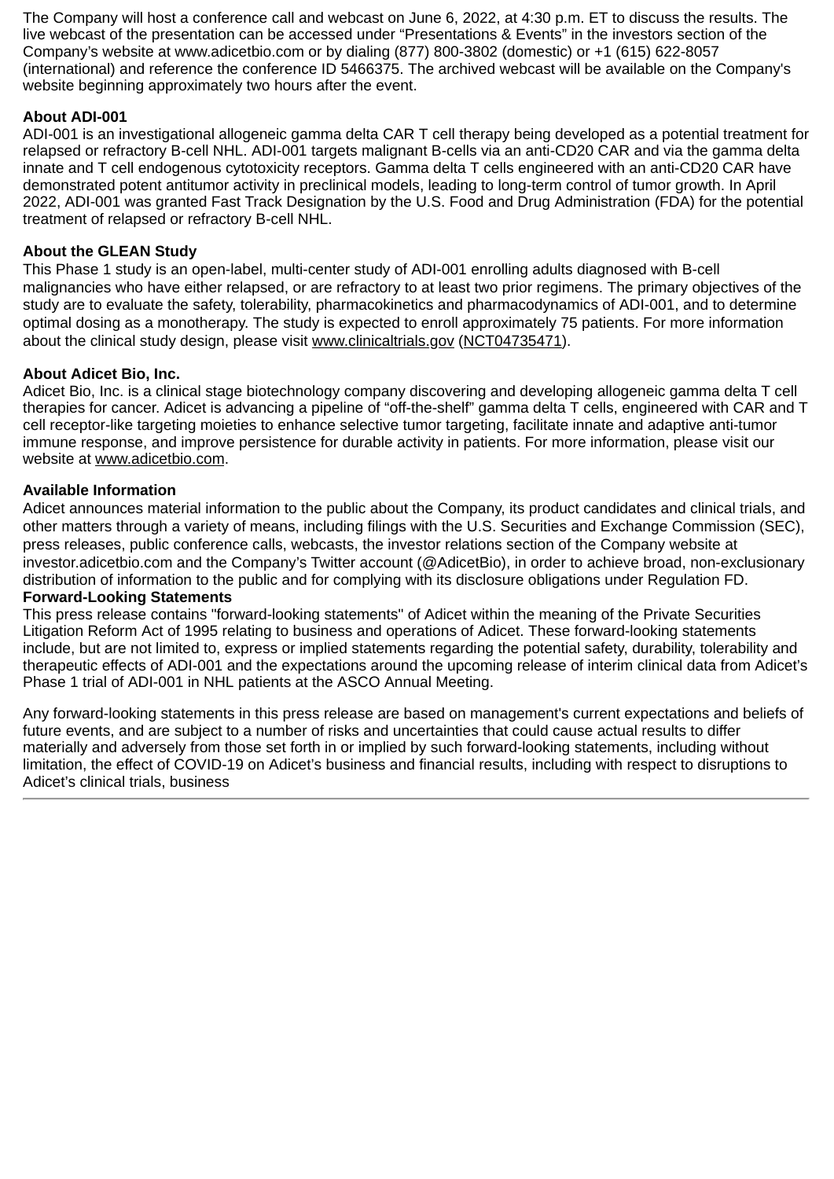The Company will host a conference call and webcast on June 6, 2022, at 4:30 p.m. ET to discuss the results. The live webcast of the presentation can be accessed under "Presentations & Events" in the investors section of the Company's website at www.adicetbio.com or by dialing (877) 800-3802 (domestic) or +1 (615) 622-8057 (international) and reference the conference ID 5466375. The archived webcast will be available on the Company's website beginning approximately two hours after the event.

**About ADI-001**

ADI-001 is an investigational allogeneic gamma delta CAR T cell therapy being developed as a potential treatment for relapsed or refractory B-cell NHL. ADI-001 targets malignant B-cells via an anti-CD20 CAR and via the gamma delta innate and T cell endogenous cytotoxicity receptors. Gamma delta T cells engineered with an anti-CD20 CAR have demonstrated potent antitumor activity in preclinical models, leading to long-term control of tumor growth. In April 2022, ADI-001 was granted Fast Track Designation by the U.S. Food and Drug Administration (FDA) for the potential treatment of relapsed or refractory B-cell NHL.

**About the GLEAN Study**

This Phase 1 study is an open-label, multi-center study of ADI-001 enrolling adults diagnosed with B-cell malignancies who have either relapsed, or are refractory to at least two prior regimens. The primary objectives of the study are to evaluate the safety, tolerability, pharmacokinetics and pharmacodynamics of ADI-001, and to determine optimal dosing as a monotherapy. The study is expected to enroll approximately 75 patients. For more information about the clinical study design, please visit www.clinicaltrials.gov (NCT04735471).

**About Adicet Bio, Inc.**

Adicet Bio, Inc. is a clinical stage biotechnology company discovering and developing allogeneic gamma delta T cell therapies for cancer. Adicet is advancing a pipeline of "off-the-shelf" gamma delta T cells, engineered with CAR and T cell receptor-like targeting moieties to enhance selective tumor targeting, facilitate innate and adaptive anti-tumor immune response, and improve persistence for durable activity in patients. For more information, please visit our website at www.adicetbio.com.

**Available Information**

Adicet announces material information to the public about the Company, its product candidates and clinical trials, and other matters through a variety of means, including filings with the U.S. Securities and Exchange Commission (SEC), press releases, public conference calls, webcasts, the investor relations section of the Company website at investor.adicetbio.com and the Company's Twitter account (@AdicetBio), in order to achieve broad, non-exclusionary distribution of information to the public and for complying with its disclosure obligations under Regulation FD.

**Forward-Looking Statements**

This press release contains "forward-looking statements" of Adicet within the meaning of the Private Securities Litigation Reform Act of 1995 relating to business and operations of Adicet. These forward-looking statements include, but are not limited to, express or implied statements regarding the potential safety, durability, tolerability and therapeutic effects of ADI-001 and the expectations around the upcoming release of interim clinical data from Adicet's Phase 1 trial of ADI-001 in NHL patients at the ASCO Annual Meeting.

Any forward-looking statements in this press release are based on management's current expectations and beliefs of future events, and are subject to a number of risks and uncertainties that could cause actual results to differ materially and adversely from those set forth in or implied by such forward-looking statements, including without limitation, the effect of COVID-19 on Adicet's business and financial results, including with respect to disruptions to Adicet's clinical trials, business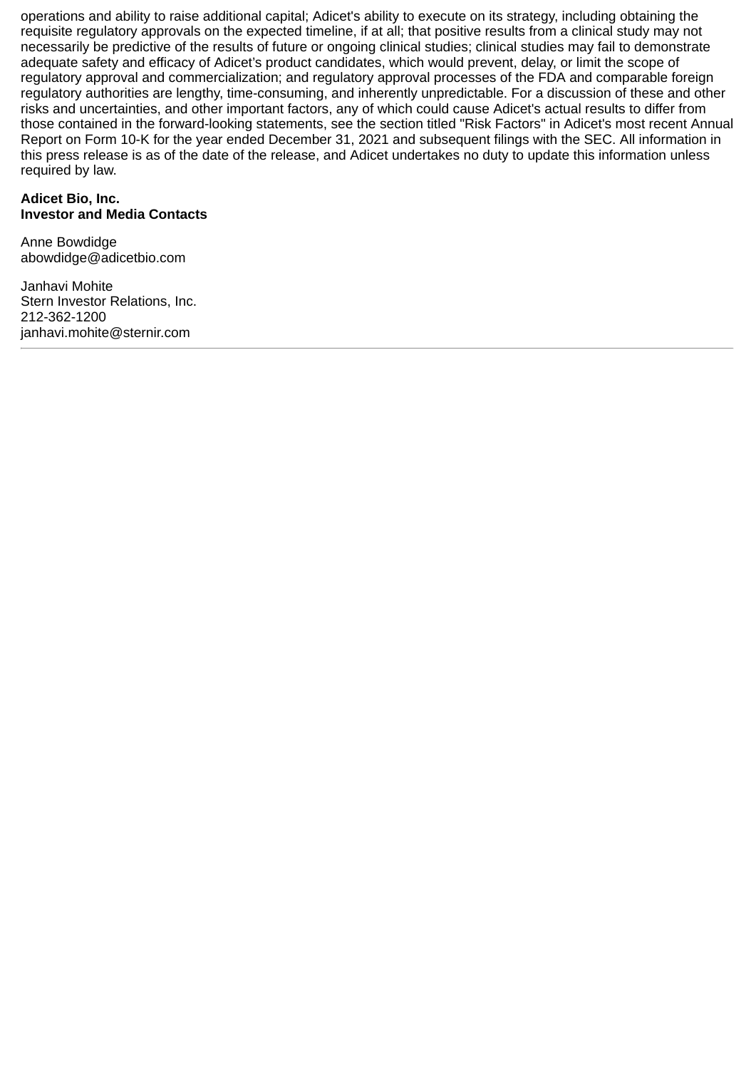operations and ability to raise additional capital; Adicet's ability to execute on its strategy, including obtaining the requisite regulatory approvals on the expected timeline, if at all; that positive results from a clinical study may not necessarily be predictive of the results of future or ongoing clinical studies; clinical studies may fail to demonstrate adequate safety and efficacy of Adicet's product candidates, which would prevent, delay, or limit the scope of regulatory approval and commercialization; and regulatory approval processes of the FDA and comparable foreign regulatory authorities are lengthy, time-consuming, and inherently unpredictable. For a discussion of these and other risks and uncertainties, and other important factors, any of which could cause Adicet's actual results to differ from those contained in the forward-looking statements, see the section titled "Risk Factors" in Adicet's most recent Annual Report on Form 10-K for the year ended December 31, 2021 and subsequent filings with the SEC. All information in this press release is as of the date of the release, and Adicet undertakes no duty to update this information unless required by law.

**Adicet Bio, Inc.**
**Investor and Media Contacts**

Anne Bowdidge
abowdidge@adicetbio.com

Janhavi Mohite
Stern Investor Relations, Inc.
212-362-1200
janhavi.mohite@sternir.com

---